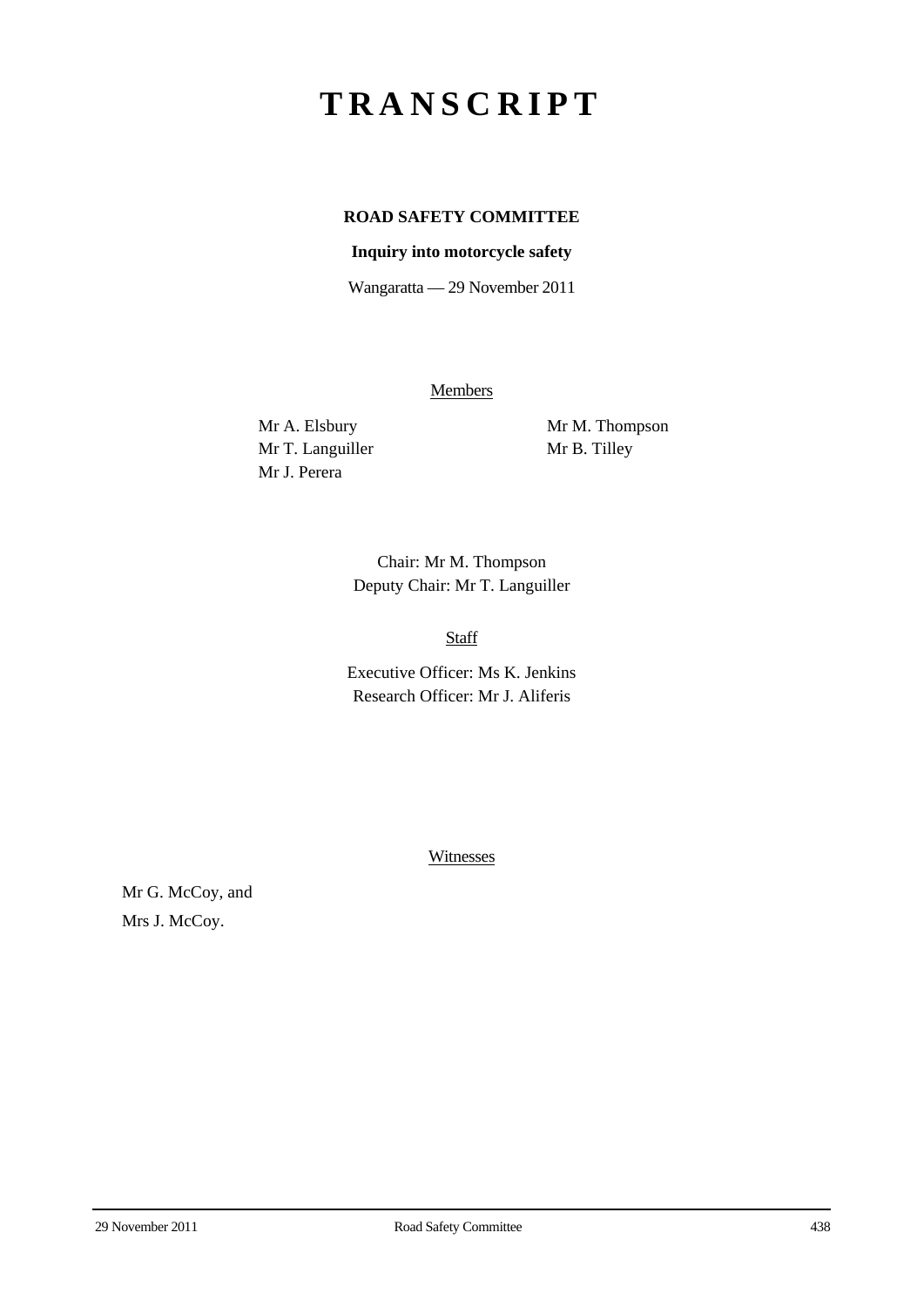# TRANSCRIPT

**ROAD SAFETY COMMITTEE**

**Inquiry into motorcycle safety**

Wangaratta — 29 November 2011

Members

Mr A. Elsbury
Mr T. Languiller
Mr J. Perera
Mr M. Thompson
Mr B. Tilley

Chair: Mr M. Thompson
Deputy Chair: Mr T. Languiller

Staff

Executive Officer: Ms K. Jenkins
Research Officer: Mr J. Aliferis

Witnesses

Mr G. McCoy, and
Mrs J. McCoy.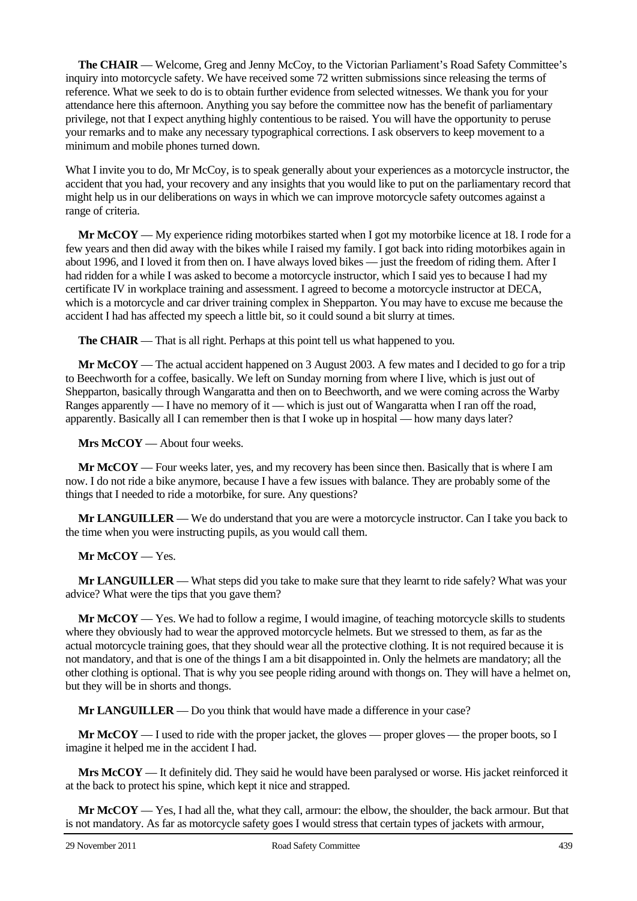**The CHAIR** — Welcome, Greg and Jenny McCoy, to the Victorian Parliament's Road Safety Committee's inquiry into motorcycle safety. We have received some 72 written submissions since releasing the terms of reference. What we seek to do is to obtain further evidence from selected witnesses. We thank you for your attendance here this afternoon. Anything you say before the committee now has the benefit of parliamentary privilege, not that I expect anything highly contentious to be raised. You will have the opportunity to peruse your remarks and to make any necessary typographical corrections. I ask observers to keep movement to a minimum and mobile phones turned down.

What I invite you to do, Mr McCoy, is to speak generally about your experiences as a motorcycle instructor, the accident that you had, your recovery and any insights that you would like to put on the parliamentary record that might help us in our deliberations on ways in which we can improve motorcycle safety outcomes against a range of criteria.

**Mr McCOY** — My experience riding motorbikes started when I got my motorbike licence at 18. I rode for a few years and then did away with the bikes while I raised my family. I got back into riding motorbikes again in about 1996, and I loved it from then on. I have always loved bikes — just the freedom of riding them. After I had ridden for a while I was asked to become a motorcycle instructor, which I said yes to because I had my certificate IV in workplace training and assessment. I agreed to become a motorcycle instructor at DECA, which is a motorcycle and car driver training complex in Shepparton. You may have to excuse me because the accident I had has affected my speech a little bit, so it could sound a bit slurry at times.

**The CHAIR** — That is all right. Perhaps at this point tell us what happened to you.

**Mr McCOY** — The actual accident happened on 3 August 2003. A few mates and I decided to go for a trip to Beechworth for a coffee, basically. We left on Sunday morning from where I live, which is just out of Shepparton, basically through Wangaratta and then on to Beechworth, and we were coming across the Warby Ranges apparently — I have no memory of it — which is just out of Wangaratta when I ran off the road, apparently. Basically all I can remember then is that I woke up in hospital — how many days later?

**Mrs McCOY** — About four weeks.

**Mr McCOY** — Four weeks later, yes, and my recovery has been since then. Basically that is where I am now. I do not ride a bike anymore, because I have a few issues with balance. They are probably some of the things that I needed to ride a motorbike, for sure. Any questions?

**Mr LANGUILLER** — We do understand that you are were a motorcycle instructor. Can I take you back to the time when you were instructing pupils, as you would call them.

**Mr McCOY** — Yes.

**Mr LANGUILLER** — What steps did you take to make sure that they learnt to ride safely? What was your advice? What were the tips that you gave them?

**Mr McCOY** — Yes. We had to follow a regime, I would imagine, of teaching motorcycle skills to students where they obviously had to wear the approved motorcycle helmets. But we stressed to them, as far as the actual motorcycle training goes, that they should wear all the protective clothing. It is not required because it is not mandatory, and that is one of the things I am a bit disappointed in. Only the helmets are mandatory; all the other clothing is optional. That is why you see people riding around with thongs on. They will have a helmet on, but they will be in shorts and thongs.

**Mr LANGUILLER** — Do you think that would have made a difference in your case?

**Mr McCOY** — I used to ride with the proper jacket, the gloves — proper gloves — the proper boots, so I imagine it helped me in the accident I had.

**Mrs McCOY** — It definitely did. They said he would have been paralysed or worse. His jacket reinforced it at the back to protect his spine, which kept it nice and strapped.

**Mr McCOY** — Yes, I had all the, what they call, armour: the elbow, the shoulder, the back armour. But that is not mandatory. As far as motorcycle safety goes I would stress that certain types of jackets with armour,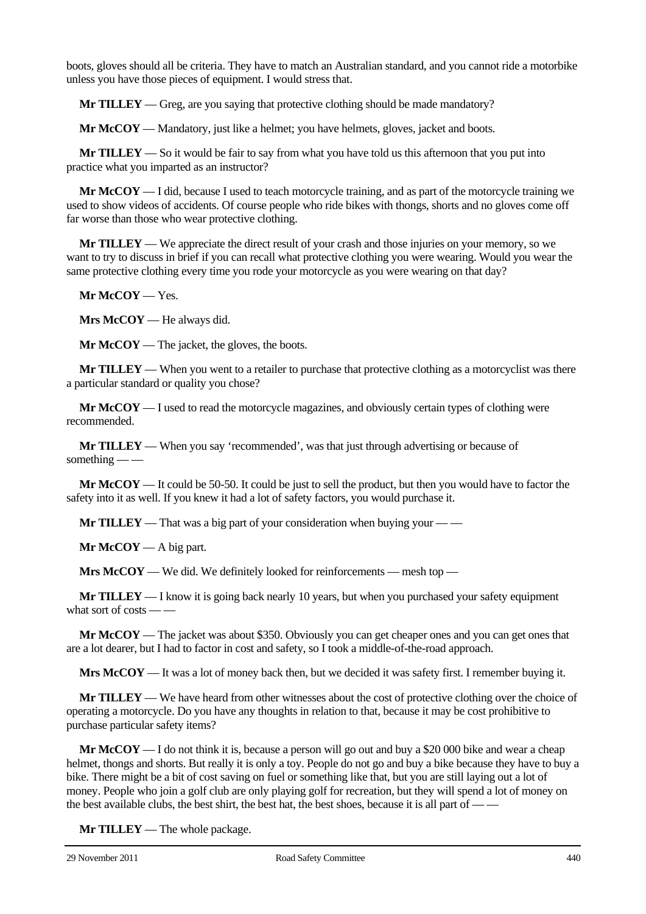boots, gloves should all be criteria. They have to match an Australian standard, and you cannot ride a motorbike unless you have those pieces of equipment. I would stress that.

**Mr TILLEY** — Greg, are you saying that protective clothing should be made mandatory?

**Mr McCOY** — Mandatory, just like a helmet; you have helmets, gloves, jacket and boots.

**Mr TILLEY** — So it would be fair to say from what you have told us this afternoon that you put into practice what you imparted as an instructor?

**Mr McCOY** — I did, because I used to teach motorcycle training, and as part of the motorcycle training we used to show videos of accidents. Of course people who ride bikes with thongs, shorts and no gloves come off far worse than those who wear protective clothing.

**Mr TILLEY** — We appreciate the direct result of your crash and those injuries on your memory, so we want to try to discuss in brief if you can recall what protective clothing you were wearing. Would you wear the same protective clothing every time you rode your motorcycle as you were wearing on that day?

**Mr McCOY** — Yes.

**Mrs McCOY** — He always did.

**Mr McCOY** — The jacket, the gloves, the boots.

**Mr TILLEY** — When you went to a retailer to purchase that protective clothing as a motorcyclist was there a particular standard or quality you chose?

**Mr McCOY** — I used to read the motorcycle magazines, and obviously certain types of clothing were recommended.

**Mr TILLEY** — When you say 'recommended', was that just through advertising or because of something — —

**Mr McCOY** — It could be 50-50. It could be just to sell the product, but then you would have to factor the safety into it as well. If you knew it had a lot of safety factors, you would purchase it.

**Mr TILLEY** — That was a big part of your consideration when buying your — —

**Mr McCOY** — A big part.

**Mrs McCOY** — We did. We definitely looked for reinforcements — mesh top —

**Mr TILLEY** — I know it is going back nearly 10 years, but when you purchased your safety equipment what sort of costs — —

**Mr McCOY** — The jacket was about $350. Obviously you can get cheaper ones and you can get ones that are a lot dearer, but I had to factor in cost and safety, so I took a middle-of-the-road approach.

**Mrs McCOY** — It was a lot of money back then, but we decided it was safety first. I remember buying it.

**Mr TILLEY** — We have heard from other witnesses about the cost of protective clothing over the choice of operating a motorcycle. Do you have any thoughts in relation to that, because it may be cost prohibitive to purchase particular safety items?

**Mr McCOY** — I do not think it is, because a person will go out and buy a $20 000 bike and wear a cheap helmet, thongs and shorts. But really it is only a toy. People do not go and buy a bike because they have to buy a bike. There might be a bit of cost saving on fuel or something like that, but you are still laying out a lot of money. People who join a golf club are only playing golf for recreation, but they will spend a lot of money on the best available clubs, the best shirt, the best hat, the best shoes, because it is all part of — —

**Mr TILLEY** — The whole package.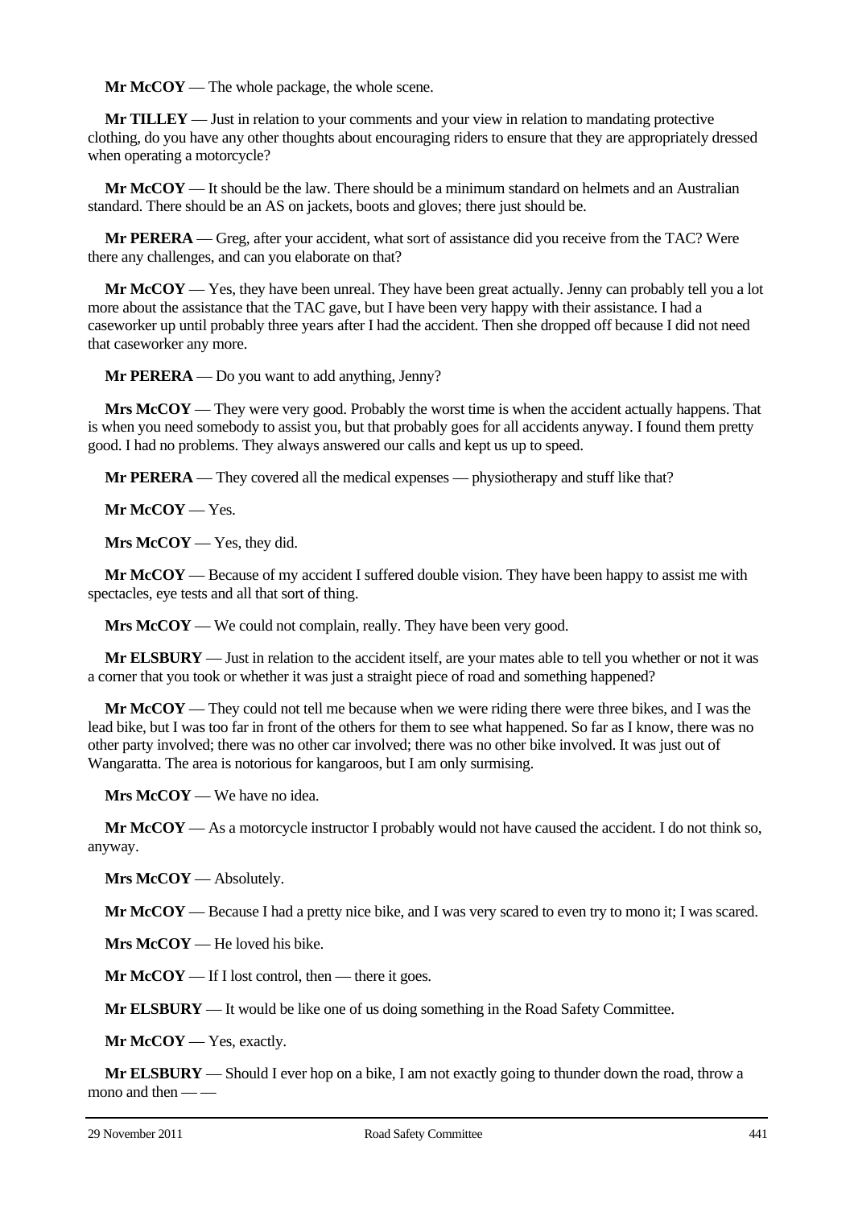**Mr McCOY** — The whole package, the whole scene.

**Mr TILLEY** — Just in relation to your comments and your view in relation to mandating protective clothing, do you have any other thoughts about encouraging riders to ensure that they are appropriately dressed when operating a motorcycle?

**Mr McCOY** — It should be the law. There should be a minimum standard on helmets and an Australian standard. There should be an AS on jackets, boots and gloves; there just should be.

**Mr PERERA** — Greg, after your accident, what sort of assistance did you receive from the TAC? Were there any challenges, and can you elaborate on that?

**Mr McCOY** — Yes, they have been unreal. They have been great actually. Jenny can probably tell you a lot more about the assistance that the TAC gave, but I have been very happy with their assistance. I had a caseworker up until probably three years after I had the accident. Then she dropped off because I did not need that caseworker any more.

**Mr PERERA** — Do you want to add anything, Jenny?

**Mrs McCOY** — They were very good. Probably the worst time is when the accident actually happens. That is when you need somebody to assist you, but that probably goes for all accidents anyway. I found them pretty good. I had no problems. They always answered our calls and kept us up to speed.

**Mr PERERA** — They covered all the medical expenses — physiotherapy and stuff like that?

**Mr McCOY** — Yes.

**Mrs McCOY** — Yes, they did.

**Mr McCOY** — Because of my accident I suffered double vision. They have been happy to assist me with spectacles, eye tests and all that sort of thing.

**Mrs McCOY** — We could not complain, really. They have been very good.

**Mr ELSBURY** — Just in relation to the accident itself, are your mates able to tell you whether or not it was a corner that you took or whether it was just a straight piece of road and something happened?

**Mr McCOY** — They could not tell me because when we were riding there were three bikes, and I was the lead bike, but I was too far in front of the others for them to see what happened. So far as I know, there was no other party involved; there was no other car involved; there was no other bike involved. It was just out of Wangaratta. The area is notorious for kangaroos, but I am only surmising.

**Mrs McCOY** — We have no idea.

**Mr McCOY** — As a motorcycle instructor I probably would not have caused the accident. I do not think so, anyway.

**Mrs McCOY** — Absolutely.

**Mr McCOY** — Because I had a pretty nice bike, and I was very scared to even try to mono it; I was scared.

**Mrs McCOY** — He loved his bike.

**Mr McCOY** — If I lost control, then — there it goes.

**Mr ELSBURY** — It would be like one of us doing something in the Road Safety Committee.

**Mr McCOY** — Yes, exactly.

**Mr ELSBURY** — Should I ever hop on a bike, I am not exactly going to thunder down the road, throw a mono and then — —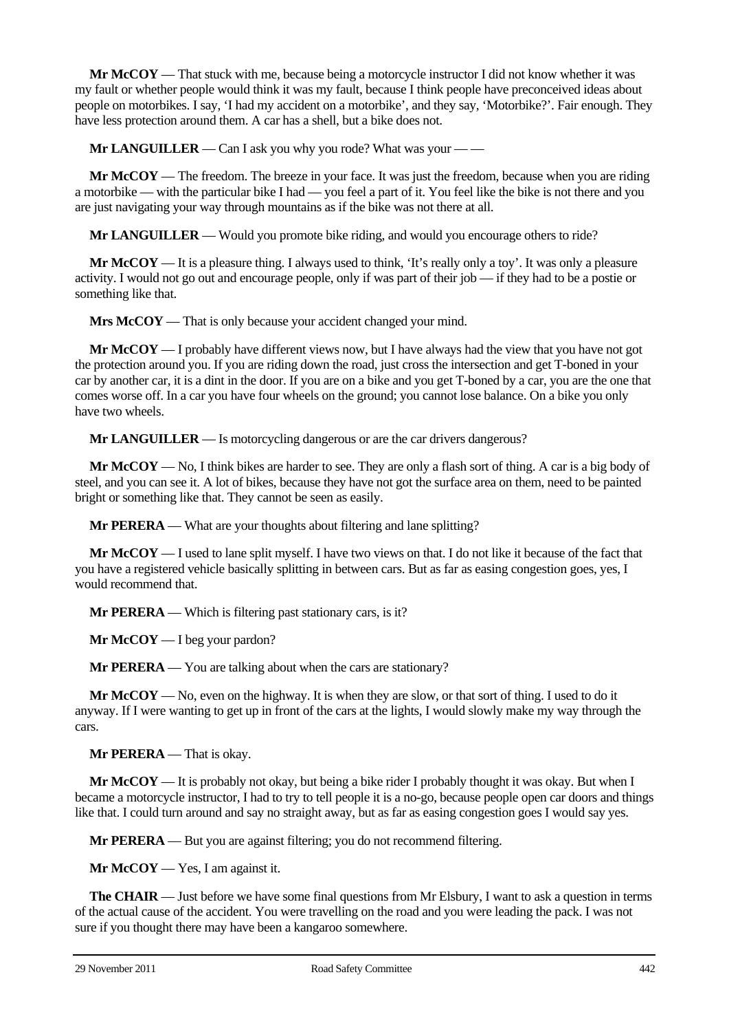**Mr McCOY** — That stuck with me, because being a motorcycle instructor I did not know whether it was my fault or whether people would think it was my fault, because I think people have preconceived ideas about people on motorbikes. I say, 'I had my accident on a motorbike', and they say, 'Motorbike?'. Fair enough. They have less protection around them. A car has a shell, but a bike does not.

**Mr LANGUILLER** — Can I ask you why you rode? What was your — —

**Mr McCOY** — The freedom. The breeze in your face. It was just the freedom, because when you are riding a motorbike — with the particular bike I had — you feel a part of it. You feel like the bike is not there and you are just navigating your way through mountains as if the bike was not there at all.

**Mr LANGUILLER** — Would you promote bike riding, and would you encourage others to ride?

**Mr McCOY** — It is a pleasure thing. I always used to think, 'It's really only a toy'. It was only a pleasure activity. I would not go out and encourage people, only if was part of their job — if they had to be a postie or something like that.

**Mrs McCOY** — That is only because your accident changed your mind.

**Mr McCOY** — I probably have different views now, but I have always had the view that you have not got the protection around you. If you are riding down the road, just cross the intersection and get T-boned in your car by another car, it is a dint in the door. If you are on a bike and you get T-boned by a car, you are the one that comes worse off. In a car you have four wheels on the ground; you cannot lose balance. On a bike you only have two wheels.

**Mr LANGUILLER** — Is motorcycling dangerous or are the car drivers dangerous?

**Mr McCOY** — No, I think bikes are harder to see. They are only a flash sort of thing. A car is a big body of steel, and you can see it. A lot of bikes, because they have not got the surface area on them, need to be painted bright or something like that. They cannot be seen as easily.

**Mr PERERA** — What are your thoughts about filtering and lane splitting?

**Mr McCOY** — I used to lane split myself. I have two views on that. I do not like it because of the fact that you have a registered vehicle basically splitting in between cars. But as far as easing congestion goes, yes, I would recommend that.

**Mr PERERA** — Which is filtering past stationary cars, is it?

**Mr McCOY** — I beg your pardon?

**Mr PERERA** — You are talking about when the cars are stationary?

**Mr McCOY** — No, even on the highway. It is when they are slow, or that sort of thing. I used to do it anyway. If I were wanting to get up in front of the cars at the lights, I would slowly make my way through the cars.

**Mr PERERA** — That is okay.

**Mr McCOY** — It is probably not okay, but being a bike rider I probably thought it was okay. But when I became a motorcycle instructor, I had to try to tell people it is a no-go, because people open car doors and things like that. I could turn around and say no straight away, but as far as easing congestion goes I would say yes.

**Mr PERERA** — But you are against filtering; you do not recommend filtering.

**Mr McCOY** — Yes, I am against it.

**The CHAIR** — Just before we have some final questions from Mr Elsbury, I want to ask a question in terms of the actual cause of the accident. You were travelling on the road and you were leading the pack. I was not sure if you thought there may have been a kangaroo somewhere.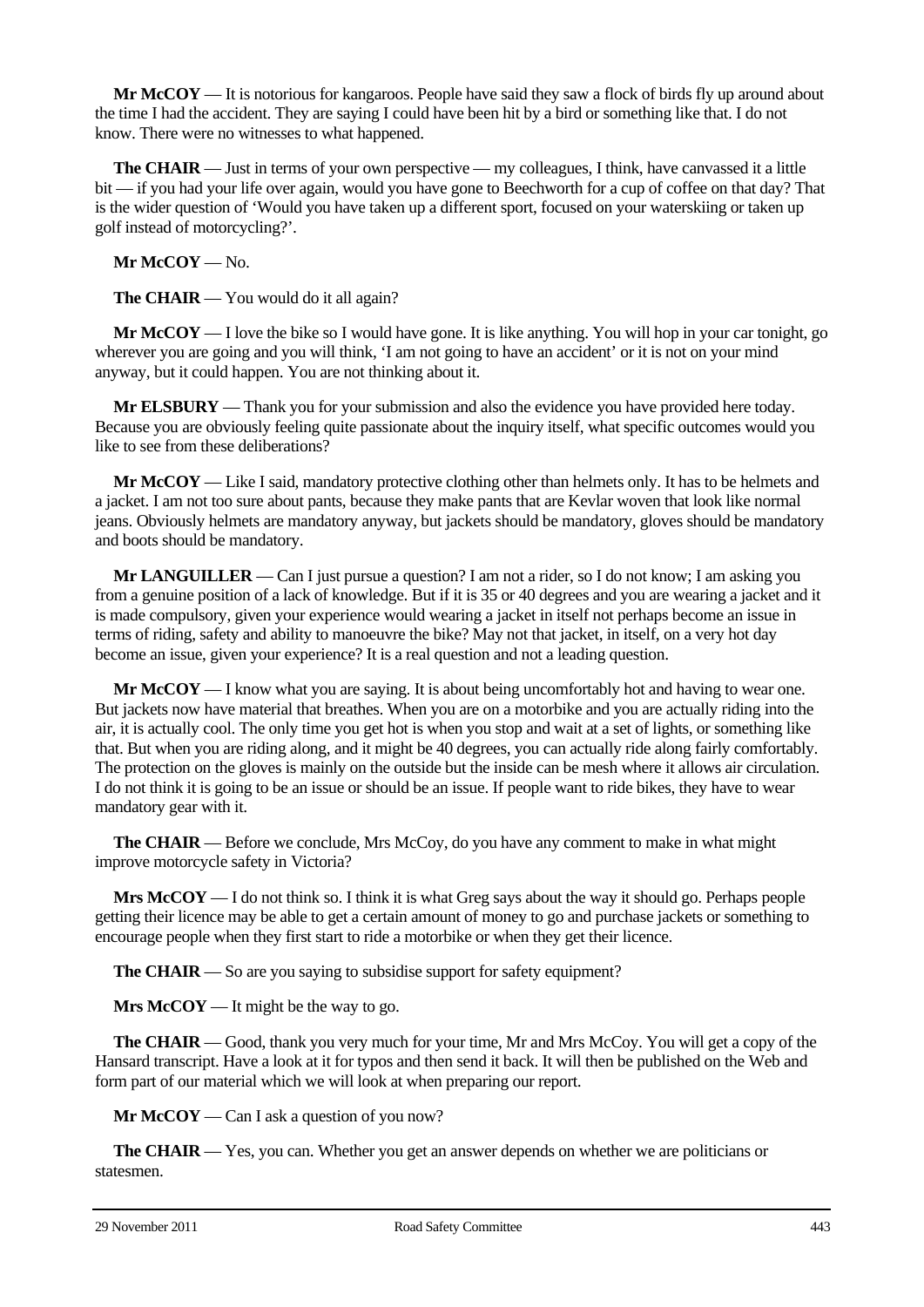**Mr McCOY** — It is notorious for kangaroos. People have said they saw a flock of birds fly up around about the time I had the accident. They are saying I could have been hit by a bird or something like that. I do not know. There were no witnesses to what happened.

**The CHAIR** — Just in terms of your own perspective — my colleagues, I think, have canvassed it a little bit — if you had your life over again, would you have gone to Beechworth for a cup of coffee on that day? That is the wider question of 'Would you have taken up a different sport, focused on your waterskiing or taken up golf instead of motorcycling?'.

**Mr McCOY** — No.

**The CHAIR** — You would do it all again?

**Mr McCOY** — I love the bike so I would have gone. It is like anything. You will hop in your car tonight, go wherever you are going and you will think, 'I am not going to have an accident' or it is not on your mind anyway, but it could happen. You are not thinking about it.

**Mr ELSBURY** — Thank you for your submission and also the evidence you have provided here today. Because you are obviously feeling quite passionate about the inquiry itself, what specific outcomes would you like to see from these deliberations?

**Mr McCOY** — Like I said, mandatory protective clothing other than helmets only. It has to be helmets and a jacket. I am not too sure about pants, because they make pants that are Kevlar woven that look like normal jeans. Obviously helmets are mandatory anyway, but jackets should be mandatory, gloves should be mandatory and boots should be mandatory.

**Mr LANGUILLER** — Can I just pursue a question? I am not a rider, so I do not know; I am asking you from a genuine position of a lack of knowledge. But if it is 35 or 40 degrees and you are wearing a jacket and it is made compulsory, given your experience would wearing a jacket in itself not perhaps become an issue in terms of riding, safety and ability to manoeuvre the bike? May not that jacket, in itself, on a very hot day become an issue, given your experience? It is a real question and not a leading question.

**Mr McCOY** — I know what you are saying. It is about being uncomfortably hot and having to wear one. But jackets now have material that breathes. When you are on a motorbike and you are actually riding into the air, it is actually cool. The only time you get hot is when you stop and wait at a set of lights, or something like that. But when you are riding along, and it might be 40 degrees, you can actually ride along fairly comfortably. The protection on the gloves is mainly on the outside but the inside can be mesh where it allows air circulation. I do not think it is going to be an issue or should be an issue. If people want to ride bikes, they have to wear mandatory gear with it.

**The CHAIR** — Before we conclude, Mrs McCoy, do you have any comment to make in what might improve motorcycle safety in Victoria?

**Mrs McCOY** — I do not think so. I think it is what Greg says about the way it should go. Perhaps people getting their licence may be able to get a certain amount of money to go and purchase jackets or something to encourage people when they first start to ride a motorbike or when they get their licence.

**The CHAIR** — So are you saying to subsidise support for safety equipment?

**Mrs McCOY** — It might be the way to go.

**The CHAIR** — Good, thank you very much for your time, Mr and Mrs McCoy. You will get a copy of the Hansard transcript. Have a look at it for typos and then send it back. It will then be published on the Web and form part of our material which we will look at when preparing our report.

**Mr McCOY** — Can I ask a question of you now?

**The CHAIR** — Yes, you can. Whether you get an answer depends on whether we are politicians or statesmen.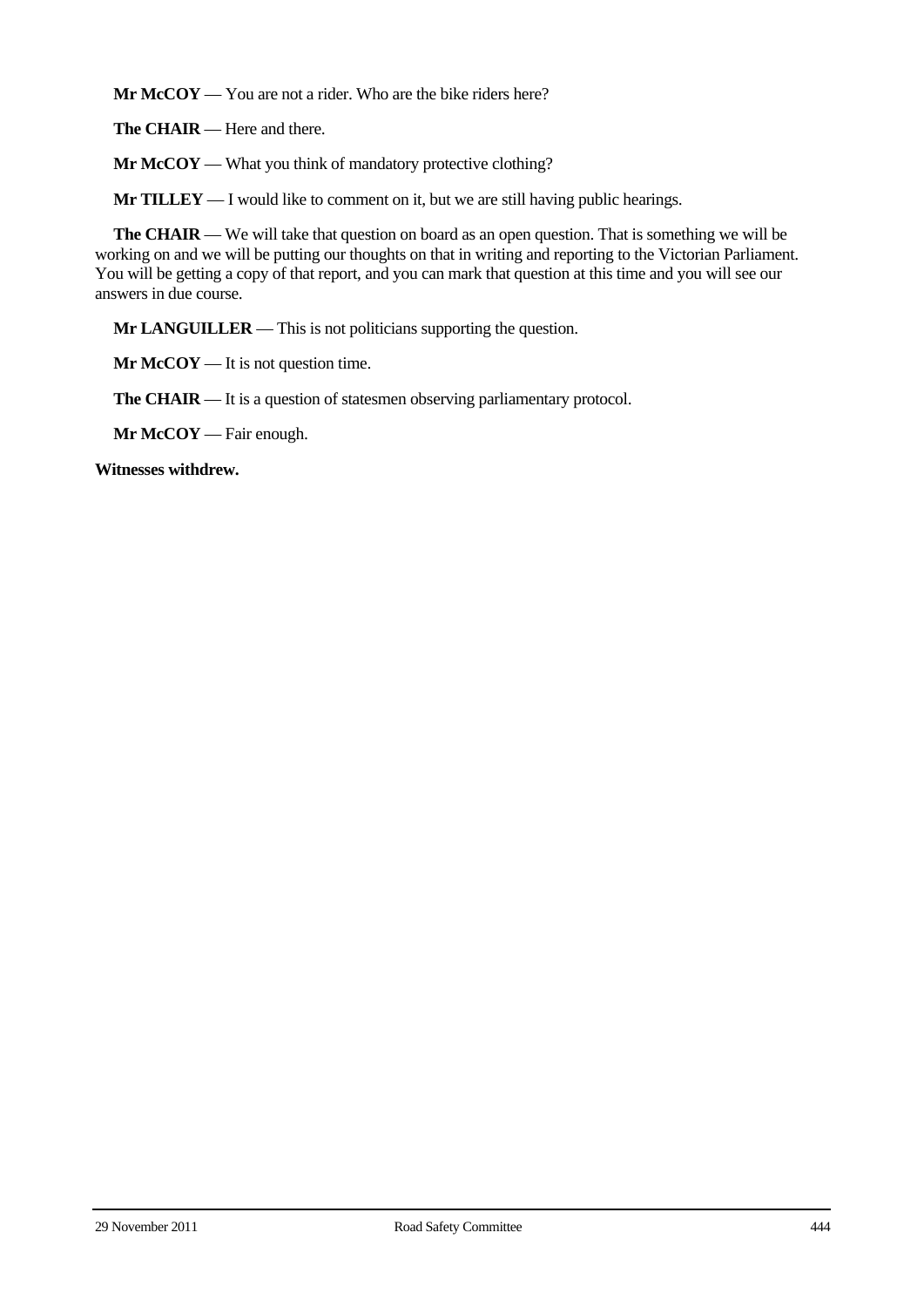**Mr McCOY** — You are not a rider. Who are the bike riders here?

**The CHAIR** — Here and there.

**Mr McCOY** — What you think of mandatory protective clothing?

**Mr TILLEY** — I would like to comment on it, but we are still having public hearings.

**The CHAIR** — We will take that question on board as an open question. That is something we will be working on and we will be putting our thoughts on that in writing and reporting to the Victorian Parliament. You will be getting a copy of that report, and you can mark that question at this time and you will see our answers in due course.

**Mr LANGUILLER** — This is not politicians supporting the question.

**Mr McCOY** — It is not question time.

**The CHAIR** — It is a question of statesmen observing parliamentary protocol.

**Mr McCOY** — Fair enough.

**Witnesses withdrew.**